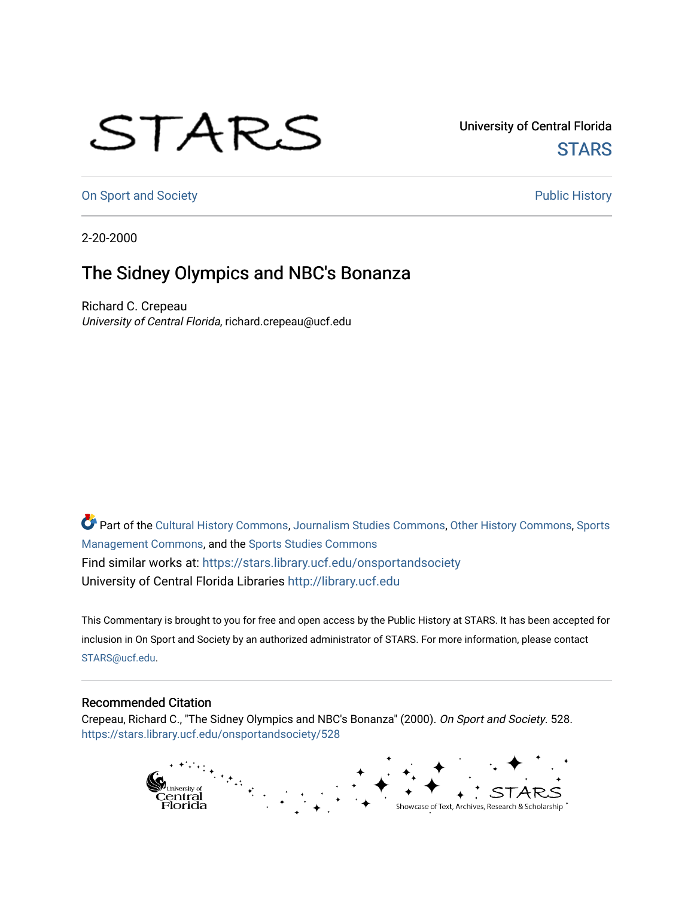University of Central Florida

STARS

On Sport and Society

Public History

2-20-2000

# The Sidney Olympics and NBC's Bonanza

Richard C. Crepeau
*University of Central Florida*, richard.crepeau@ucf.edu

Part of the Cultural History Commons, Journalism Studies Commons, Other History Commons, Sports Management Commons, and the Sports Studies Commons

Find similar works at: https://stars.library.ucf.edu/onsportandsociety

University of Central Florida Libraries http://library.ucf.edu

This Commentary is brought to you for free and open access by the Public History at STARS. It has been accepted for inclusion in On Sport and Society by an authorized administrator of STARS. For more information, please contact STARS@ucf.edu.

## Recommended Citation

Crepeau, Richard C., "The Sidney Olympics and NBC's Bonanza" (2000). *On Sport and Society*. 528.
https://stars.library.ucf.edu/onsportandsociety/528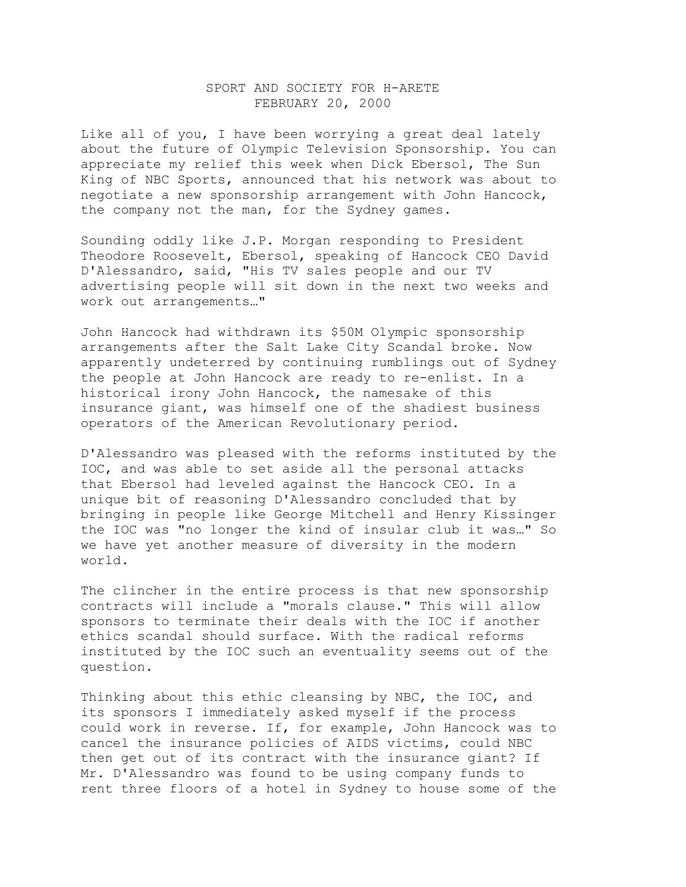SPORT AND SOCIETY FOR H-ARETE
FEBRUARY 20, 2000

Like all of you, I have been worrying a great deal lately about the future of Olympic Television Sponsorship. You can appreciate my relief this week when Dick Ebersol, The Sun King of NBC Sports, announced that his network was about to negotiate a new sponsorship arrangement with John Hancock, the company not the man, for the Sydney games.

Sounding oddly like J.P. Morgan responding to President Theodore Roosevelt, Ebersol, speaking of Hancock CEO David D'Alessandro, said, "His TV sales people and our TV advertising people will sit down in the next two weeks and work out arrangements…"

John Hancock had withdrawn its $50M Olympic sponsorship arrangements after the Salt Lake City Scandal broke. Now apparently undeterred by continuing rumblings out of Sydney the people at John Hancock are ready to re-enlist. In a historical irony John Hancock, the namesake of this insurance giant, was himself one of the shadiest business operators of the American Revolutionary period.

D'Alessandro was pleased with the reforms instituted by the IOC, and was able to set aside all the personal attacks that Ebersol had leveled against the Hancock CEO. In a unique bit of reasoning D'Alessandro concluded that by bringing in people like George Mitchell and Henry Kissinger the IOC was "no longer the kind of insular club it was…" So we have yet another measure of diversity in the modern world.

The clincher in the entire process is that new sponsorship contracts will include a "morals clause." This will allow sponsors to terminate their deals with the IOC if another ethics scandal should surface. With the radical reforms instituted by the IOC such an eventuality seems out of the question.

Thinking about this ethic cleansing by NBC, the IOC, and its sponsors I immediately asked myself if the process could work in reverse. If, for example, John Hancock was to cancel the insurance policies of AIDS victims, could NBC then get out of its contract with the insurance giant? If Mr. D'Alessandro was found to be using company funds to rent three floors of a hotel in Sydney to house some of the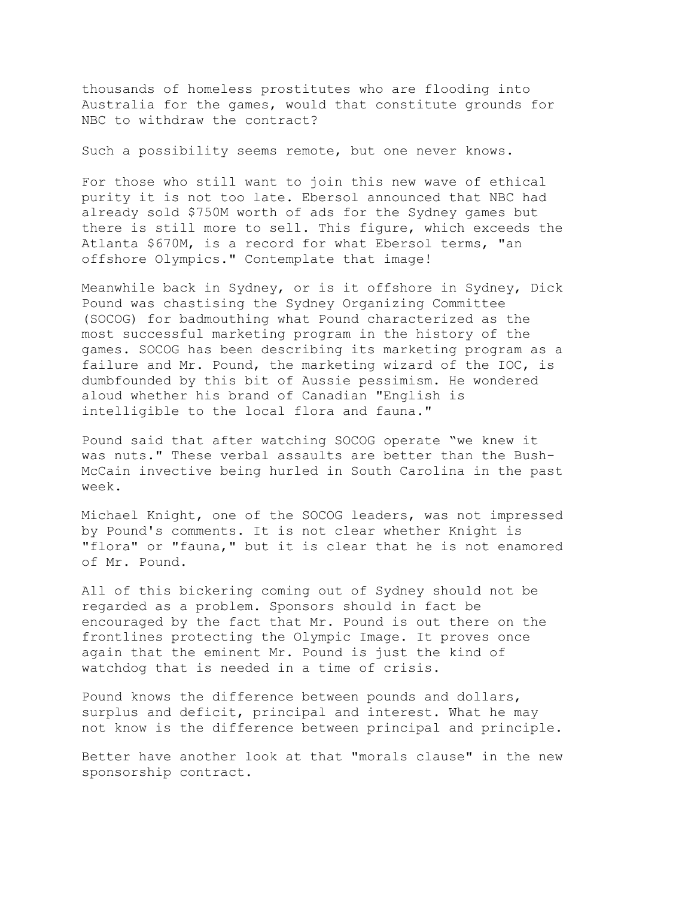thousands of homeless prostitutes who are flooding into Australia for the games, would that constitute grounds for NBC to withdraw the contract?

Such a possibility seems remote, but one never knows.

For those who still want to join this new wave of ethical purity it is not too late. Ebersol announced that NBC had already sold $750M worth of ads for the Sydney games but there is still more to sell. This figure, which exceeds the Atlanta $670M, is a record for what Ebersol terms, "an offshore Olympics." Contemplate that image!

Meanwhile back in Sydney, or is it offshore in Sydney, Dick Pound was chastising the Sydney Organizing Committee (SOCOG) for badmouthing what Pound characterized as the most successful marketing program in the history of the games. SOCOG has been describing its marketing program as a failure and Mr. Pound, the marketing wizard of the IOC, is dumbfounded by this bit of Aussie pessimism. He wondered aloud whether his brand of Canadian "English is intelligible to the local flora and fauna."

Pound said that after watching SOCOG operate "we knew it was nuts." These verbal assaults are better than the Bush-McCain invective being hurled in South Carolina in the past week.

Michael Knight, one of the SOCOG leaders, was not impressed by Pound's comments. It is not clear whether Knight is "flora" or "fauna," but it is clear that he is not enamored of Mr. Pound.

All of this bickering coming out of Sydney should not be regarded as a problem. Sponsors should in fact be encouraged by the fact that Mr. Pound is out there on the frontlines protecting the Olympic Image. It proves once again that the eminent Mr. Pound is just the kind of watchdog that is needed in a time of crisis.

Pound knows the difference between pounds and dollars, surplus and deficit, principal and interest. What he may not know is the difference between principal and principle.

Better have another look at that "morals clause" in the new sponsorship contract.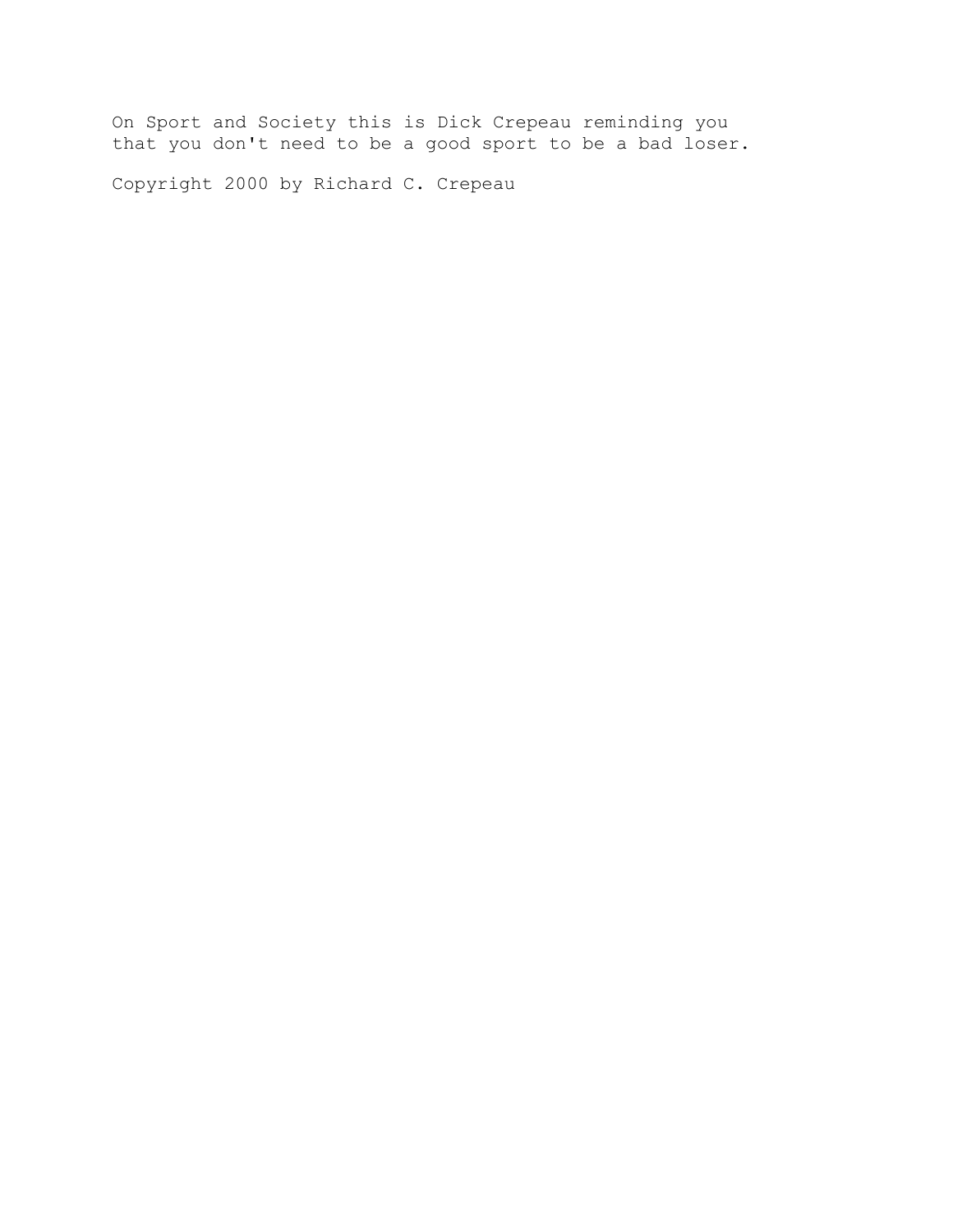On Sport and Society this is Dick Crepeau reminding you that you don't need to be a good sport to be a bad loser.

Copyright 2000 by Richard C. Crepeau